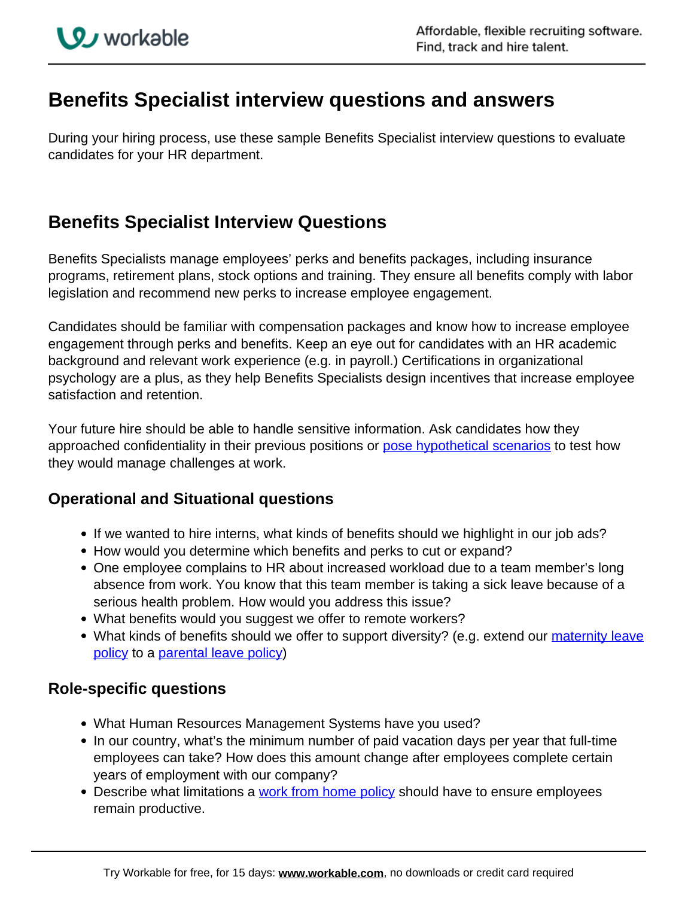# Benefits Specialist interview questions and answers

During your hiring process, use these sample Benefits Specialist interview questions to evaluate candidates for your HR department.

## Benefits Specialist Interview Questions

Benefits Specialists manage employees' perks and benefits packages, including insurance programs, retirement plans, stock options and training. They ensure all benefits comply with labor legislation and recommend new perks to increase employee engagement.

Candidates should be familiar with compensation packages and know how to increase employee engagement through perks and benefits. Keep an eye out for candidates with an HR academic background and relevant work experience (e.g. in payroll.) Certifications in organizational psychology are a plus, as they help Benefits Specialists design incentives that increase employee satisfaction and retention.

Your future hire should be able to handle sensitive information. Ask candidates how they approached confidentiality in their previous positions or pose hypothetical scenarios to test how they would manage challenges at work.

### Operational and Situational questions

- If we wanted to hire interns, what kinds of benefits should we highlight in our job ads?
- How would you determine which benefits and perks to cut or expand?
- One employee complains to HR about increased workload due to a team member's long absence from work. You know that this team member is taking a sick leave because of a serious health problem. How would you address this issue?
- What benefits would you suggest we offer to remote workers?
- What kinds of benefits should we offer to support diversity? (e.g. extend our maternity leave policy to a parental leave policy)

### Role-specific questions

- What Human Resources Management Systems have you used?
- In our country, what's the minimum number of paid vacation days per year that full-time employees can take? How does this amount change after employees complete certain years of employment with our company?
- Describe what limitations a work from home policy should have to ensure employees remain productive.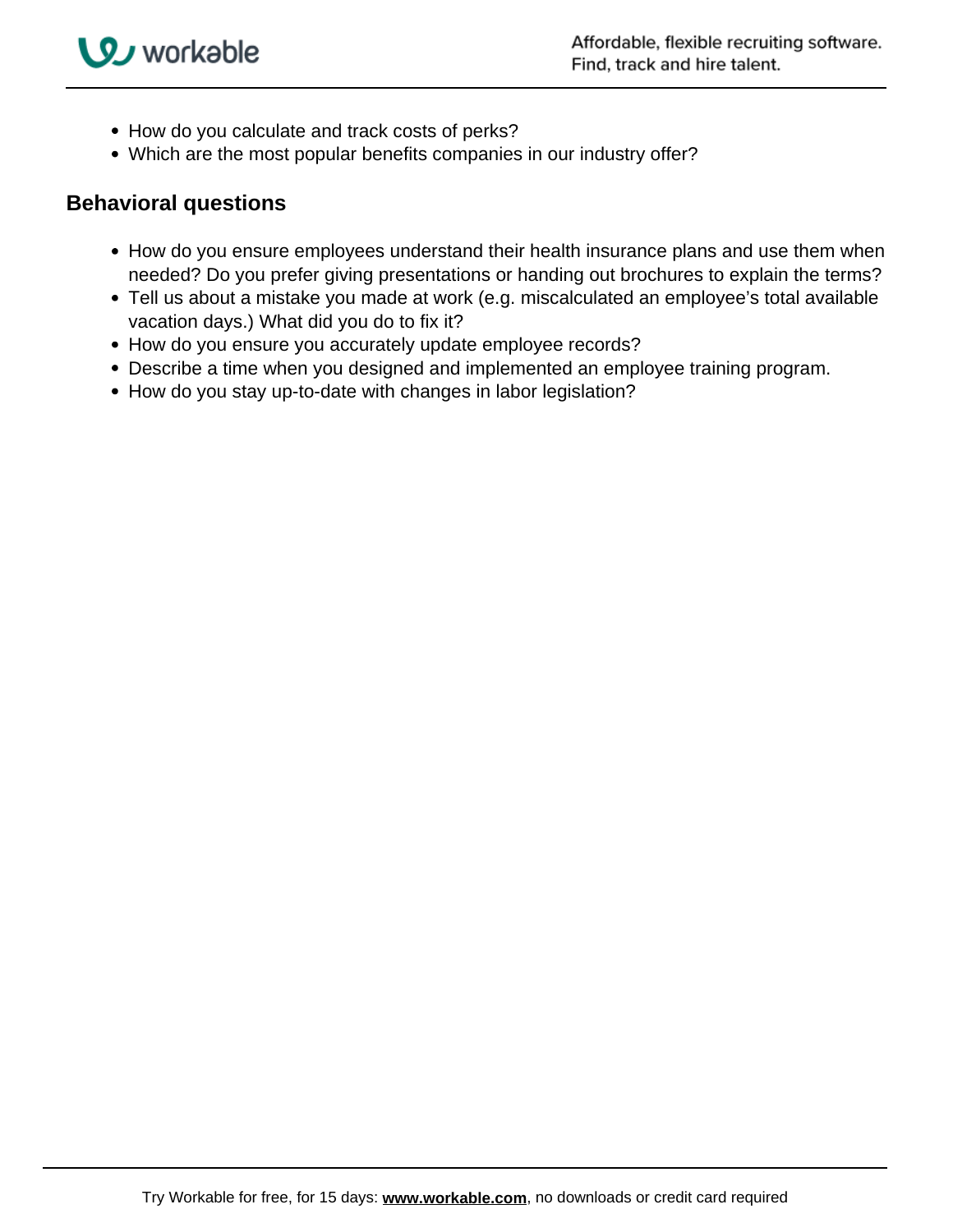- How do you calculate and track costs of perks?
- Which are the most popular benefits companies in our industry offer?

## Behavioral questions

- How do you ensure employees understand their health insurance plans and use them when needed? Do you prefer giving presentations or handing out brochures to explain the terms?
- Tell us about a mistake you made at work (e.g. miscalculated an employee's total available vacation days.) What did you do to fix it?
- How do you ensure you accurately update employee records?
- Describe a time when you designed and implemented an employee training program.
- How do you stay up-to-date with changes in labor legislation?